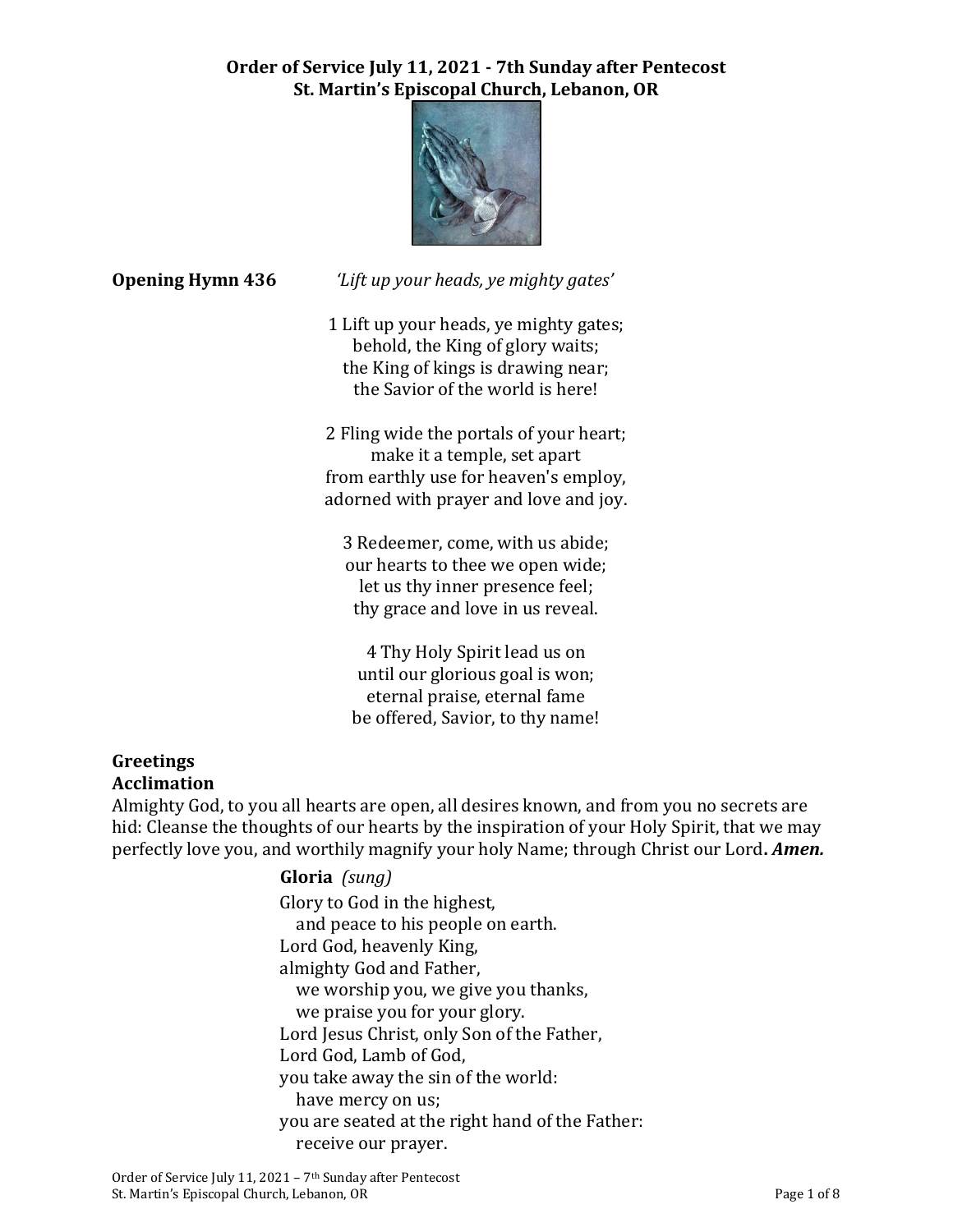# Order of Service July 11, 2021 - 7th Sunday after Pentecost
# St. Martin's Episcopal Church, Lebanon, OR

**Opening Hymn 436** *'Lift up your heads, ye mighty gates'*

1 Lift up your heads, ye mighty gates;
behold, the King of glory waits;
the King of kings is drawing near;
the Savior of the world is here!

2 Fling wide the portals of your heart;
make it a temple, set apart
from earthly use for heaven's employ,
adorned with prayer and love and joy.

3 Redeemer, come, with us abide;
our hearts to thee we open wide;
let us thy inner presence feel;
thy grace and love in us reveal.

4 Thy Holy Spirit lead us on
until our glorious goal is won;
eternal praise, eternal fame
be offered, Savior, to thy name!

**Greetings**

**Acclimation**

Almighty God, to you all hearts are open, all desires known, and from you no secrets are hid: Cleanse the thoughts of our hearts by the inspiration of your Holy Spirit, that we may perfectly love you, and worthily magnify your holy Name; through Christ our Lord**.** ***Amen.***

**Gloria** *(sung)*

Glory to God in the highest,
and peace to his people on earth.
Lord God, heavenly King,
almighty God and Father,
we worship you, we give you thanks,
we praise you for your glory.
Lord Jesus Christ, only Son of the Father,
Lord God, Lamb of God,
you take away the sin of the world:
have mercy on us;
you are seated at the right hand of the Father:
receive our prayer.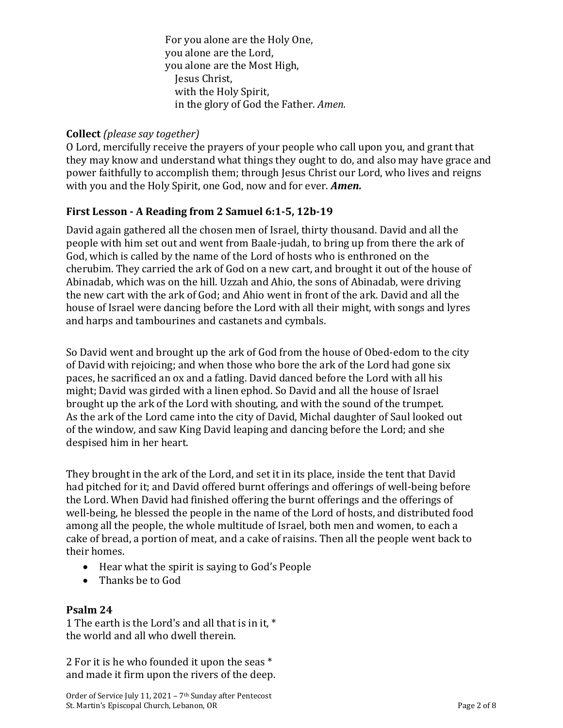For you alone are the Holy One,
you alone are the Lord,
you alone are the Most High,
  Jesus Christ,
  with the Holy Spirit,
  in the glory of God the Father. *Amen.*

**Collect** *(please say together)*
O Lord, mercifully receive the prayers of your people who call upon you, and grant that they may know and understand what things they ought to do, and also may have grace and power faithfully to accomplish them; through Jesus Christ our Lord, who lives and reigns with you and the Holy Spirit, one God, now and for ever. ***Amen.***

### First Lesson - A Reading from 2 Samuel 6:1-5, 12b-19

David again gathered all the chosen men of Israel, thirty thousand. David and all the people with him set out and went from Baale-judah, to bring up from there the ark of God, which is called by the name of the Lord of hosts who is enthroned on the cherubim. They carried the ark of God on a new cart, and brought it out of the house of Abinadab, which was on the hill. Uzzah and Ahio, the sons of Abinadab, were driving the new cart with the ark of God; and Ahio went in front of the ark. David and all the house of Israel were dancing before the Lord with all their might, with songs and lyres and harps and tambourines and castanets and cymbals.

So David went and brought up the ark of God from the house of Obed-edom to the city of David with rejoicing; and when those who bore the ark of the Lord had gone six paces, he sacrificed an ox and a fatling. David danced before the Lord with all his might; David was girded with a linen ephod. So David and all the house of Israel brought up the ark of the Lord with shouting, and with the sound of the trumpet. As the ark of the Lord came into the city of David, Michal daughter of Saul looked out of the window, and saw King David leaping and dancing before the Lord; and she despised him in her heart.

They brought in the ark of the Lord, and set it in its place, inside the tent that David had pitched for it; and David offered burnt offerings and offerings of well-being before the Lord. When David had finished offering the burnt offerings and the offerings of well-being, he blessed the people in the name of the Lord of hosts, and distributed food among all the people, the whole multitude of Israel, both men and women, to each a cake of bread, a portion of meat, and a cake of raisins. Then all the people went back to their homes.

- Hear what the spirit is saying to God's People
- Thanks be to God

### Psalm 24

1 The earth is the Lord's and all that is in it, *
the world and all who dwell therein.

2 For it is he who founded it upon the seas *
and made it firm upon the rivers of the deep.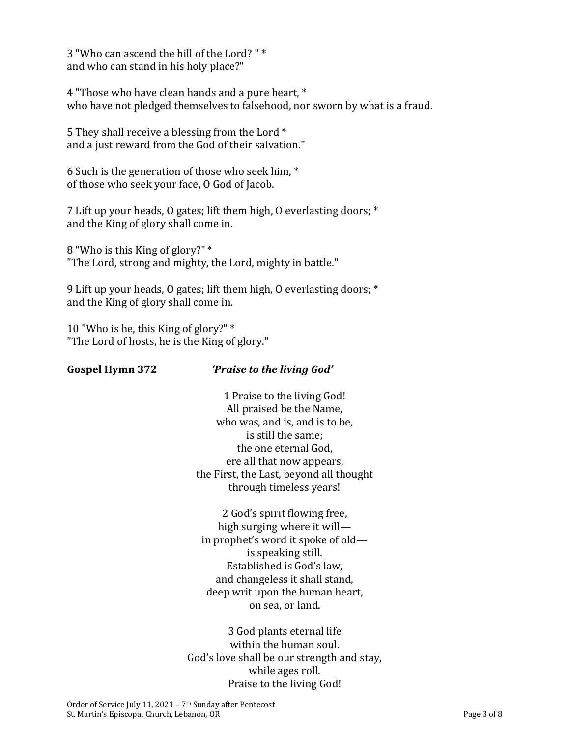3 "Who can ascend the hill of the Lord? " *
and who can stand in his holy place?"

4 "Those who have clean hands and a pure heart, *
who have not pledged themselves to falsehood, nor sworn by what is a fraud.

5 They shall receive a blessing from the Lord *
and a just reward from the God of their salvation."

6 Such is the generation of those who seek him, *
of those who seek your face, O God of Jacob.

7 Lift up your heads, O gates; lift them high, O everlasting doors; *
and the King of glory shall come in.

8 "Who is this King of glory?" *
"The Lord, strong and mighty, the Lord, mighty in battle."

9 Lift up your heads, O gates; lift them high, O everlasting doors; *
and the King of glory shall come in.

10 "Who is he, this King of glory?" *
"The Lord of hosts, he is the King of glory."

**Gospel Hymn 372** ***'Praise to the living God'***

1 Praise to the living God!
All praised be the Name,
who was, and is, and is to be,
is still the same;
the one eternal God,
ere all that now appears,
the First, the Last, beyond all thought
through timeless years!

2 God's spirit flowing free,
high surging where it will—
in prophet's word it spoke of old—
is speaking still.
Established is God's law,
and changeless it shall stand,
deep writ upon the human heart,
on sea, or land.

3 God plants eternal life
within the human soul.
God's love shall be our strength and stay,
while ages roll.
Praise to the living God!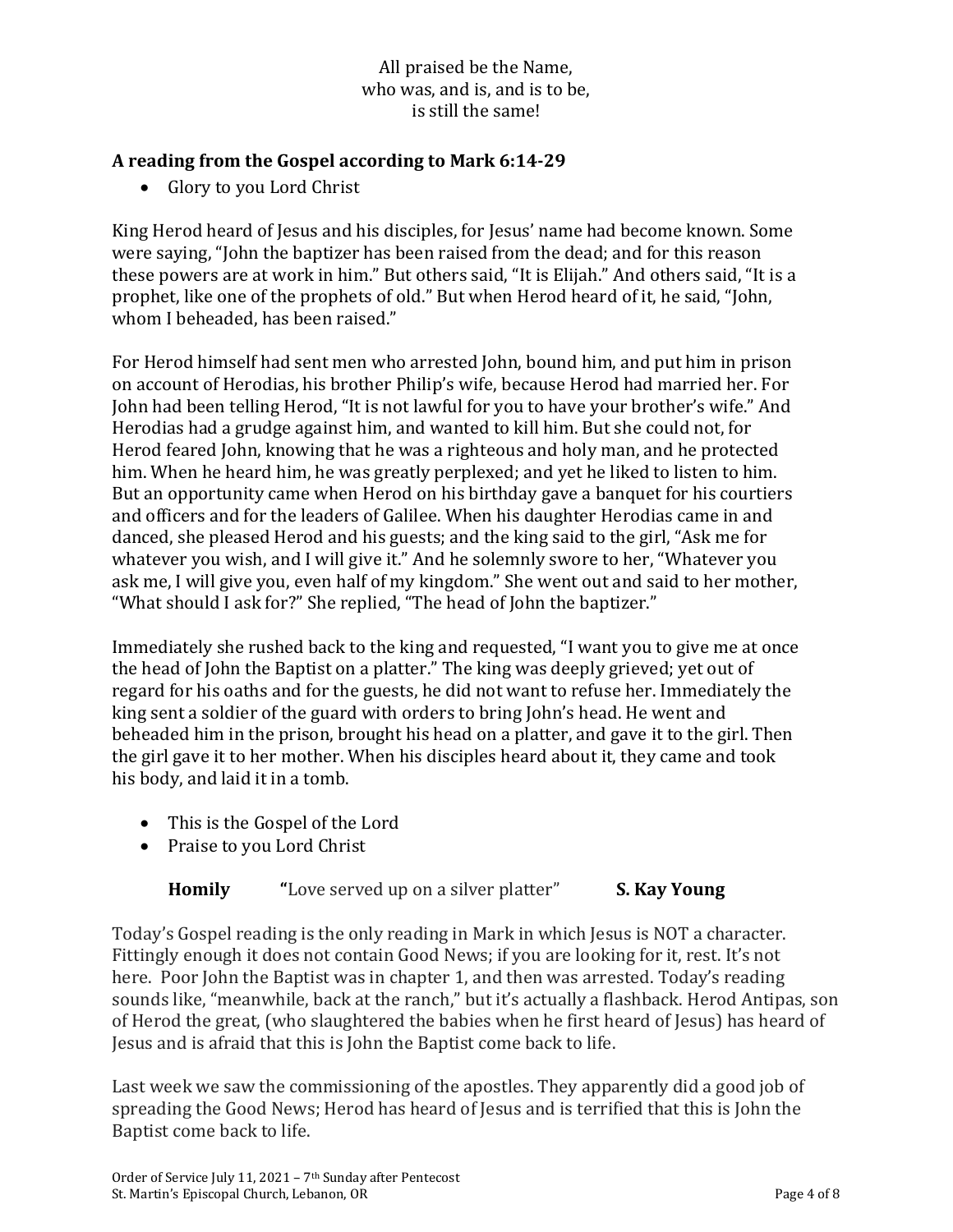All praised be the Name,
who was, and is, and is to be,
is still the same!

**A reading from the Gospel according to Mark 6:14-29**

- Glory to you Lord Christ

King Herod heard of Jesus and his disciples, for Jesus' name had become known. Some were saying, "John the baptizer has been raised from the dead; and for this reason these powers are at work in him." But others said, "It is Elijah." And others said, "It is a prophet, like one of the prophets of old." But when Herod heard of it, he said, "John, whom I beheaded, has been raised."

For Herod himself had sent men who arrested John, bound him, and put him in prison on account of Herodias, his brother Philip's wife, because Herod had married her. For John had been telling Herod, "It is not lawful for you to have your brother's wife." And Herodias had a grudge against him, and wanted to kill him. But she could not, for Herod feared John, knowing that he was a righteous and holy man, and he protected him. When he heard him, he was greatly perplexed; and yet he liked to listen to him. But an opportunity came when Herod on his birthday gave a banquet for his courtiers and officers and for the leaders of Galilee. When his daughter Herodias came in and danced, she pleased Herod and his guests; and the king said to the girl, "Ask me for whatever you wish, and I will give it." And he solemnly swore to her, "Whatever you ask me, I will give you, even half of my kingdom." She went out and said to her mother, "What should I ask for?" She replied, "The head of John the baptizer."

Immediately she rushed back to the king and requested, "I want you to give me at once the head of John the Baptist on a platter." The king was deeply grieved; yet out of regard for his oaths and for the guests, he did not want to refuse her. Immediately the king sent a soldier of the guard with orders to bring John's head. He went and beheaded him in the prison, brought his head on a platter, and gave it to the girl. Then the girl gave it to her mother. When his disciples heard about it, they came and took his body, and laid it in a tomb.

- This is the Gospel of the Lord
- Praise to you Lord Christ

**Homily** **"**Love served up on a silver platter" **S. Kay Young**

Today's Gospel reading is the only reading in Mark in which Jesus is NOT a character. Fittingly enough it does not contain Good News; if you are looking for it, rest. It's not here. Poor John the Baptist was in chapter 1, and then was arrested. Today's reading sounds like, "meanwhile, back at the ranch," but it's actually a flashback. Herod Antipas, son of Herod the great, (who slaughtered the babies when he first heard of Jesus) has heard of Jesus and is afraid that this is John the Baptist come back to life.

Last week we saw the commissioning of the apostles. They apparently did a good job of spreading the Good News; Herod has heard of Jesus and is terrified that this is John the Baptist come back to life.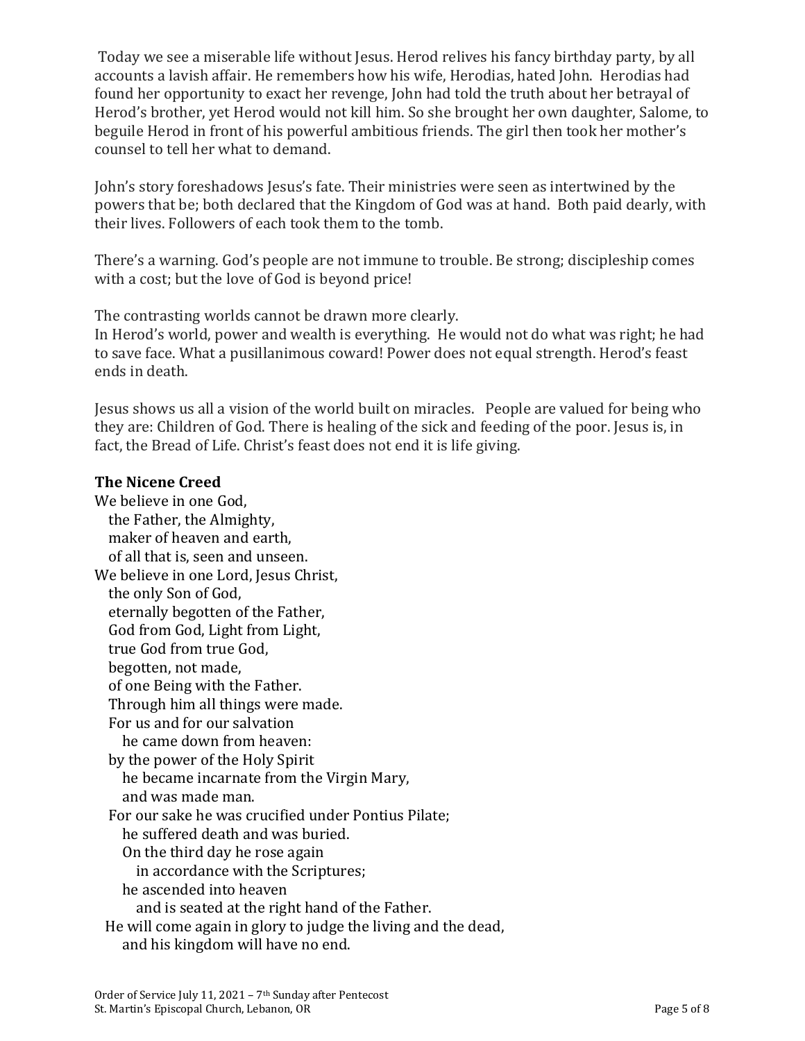Today we see a miserable life without Jesus. Herod relives his fancy birthday party, by all accounts a lavish affair. He remembers how his wife, Herodias, hated John. Herodias had found her opportunity to exact her revenge, John had told the truth about her betrayal of Herod's brother, yet Herod would not kill him. So she brought her own daughter, Salome, to beguile Herod in front of his powerful ambitious friends. The girl then took her mother's counsel to tell her what to demand.

John's story foreshadows Jesus's fate. Their ministries were seen as intertwined by the powers that be; both declared that the Kingdom of God was at hand. Both paid dearly, with their lives. Followers of each took them to the tomb.

There's a warning. God's people are not immune to trouble. Be strong; discipleship comes with a cost; but the love of God is beyond price!

The contrasting worlds cannot be drawn more clearly.
In Herod's world, power and wealth is everything. He would not do what was right; he had to save face. What a pusillanimous coward! Power does not equal strength. Herod's feast ends in death.

Jesus shows us all a vision of the world built on miracles. People are valued for being who they are: Children of God. There is healing of the sick and feeding of the poor. Jesus is, in fact, the Bread of Life. Christ's feast does not end it is life giving.

**The Nicene Creed**

We believe in one God,
the Father, the Almighty,
maker of heaven and earth,
of all that is, seen and unseen.
We believe in one Lord, Jesus Christ,
the only Son of God,
eternally begotten of the Father,
God from God, Light from Light,
true God from true God,
begotten, not made,
of one Being with the Father.
Through him all things were made.
For us and for our salvation
he came down from heaven:
by the power of the Holy Spirit
he became incarnate from the Virgin Mary,
and was made man.
For our sake he was crucified under Pontius Pilate;
he suffered death and was buried.
On the third day he rose again
in accordance with the Scriptures;
he ascended into heaven
and is seated at the right hand of the Father.
He will come again in glory to judge the living and the dead,
and his kingdom will have no end.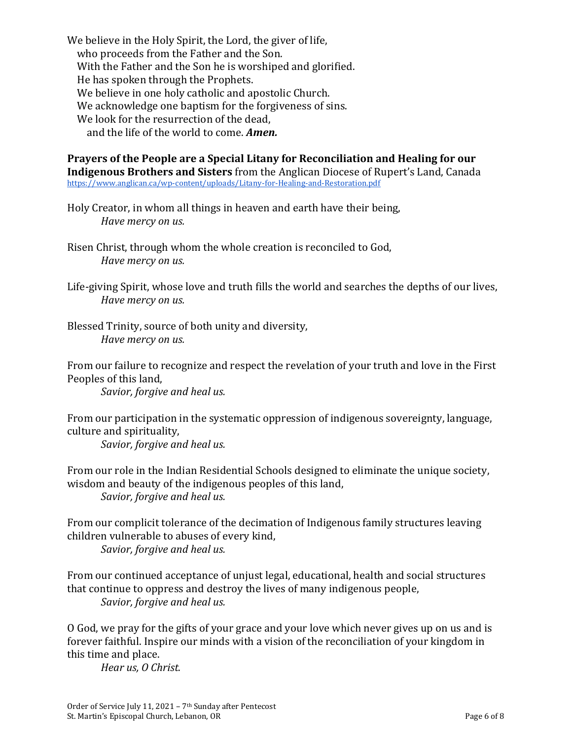We believe in the Holy Spirit, the Lord, the giver of life,
who proceeds from the Father and the Son.
With the Father and the Son he is worshiped and glorified.
He has spoken through the Prophets.
We believe in one holy catholic and apostolic Church.
We acknowledge one baptism for the forgiveness of sins.
We look for the resurrection of the dead,
and the life of the world to come. ***Amen.***

**Prayers of the People are a Special Litany for Reconciliation and Healing for our Indigenous Brothers and Sisters** from the Anglican Diocese of Rupert's Land, Canada
https://www.anglican.ca/wp-content/uploads/Litany-for-Healing-and-Restoration.pdf

Holy Creator, in whom all things in heaven and earth have their being,
*Have mercy on us.*

Risen Christ, through whom the whole creation is reconciled to God,
*Have mercy on us.*

Life-giving Spirit, whose love and truth fills the world and searches the depths of our lives,
*Have mercy on us.*

Blessed Trinity, source of both unity and diversity,
*Have mercy on us.*

From our failure to recognize and respect the revelation of your truth and love in the First Peoples of this land,
*Savior, forgive and heal us.*

From our participation in the systematic oppression of indigenous sovereignty, language, culture and spirituality,
*Savior, forgive and heal us.*

From our role in the Indian Residential Schools designed to eliminate the unique society, wisdom and beauty of the indigenous peoples of this land,
*Savior, forgive and heal us.*

From our complicit tolerance of the decimation of Indigenous family structures leaving children vulnerable to abuses of every kind,
*Savior, forgive and heal us.*

From our continued acceptance of unjust legal, educational, health and social structures that continue to oppress and destroy the lives of many indigenous people,
*Savior, forgive and heal us.*

O God, we pray for the gifts of your grace and your love which never gives up on us and is forever faithful. Inspire our minds with a vision of the reconciliation of your kingdom in this time and place.
*Hear us, O Christ.*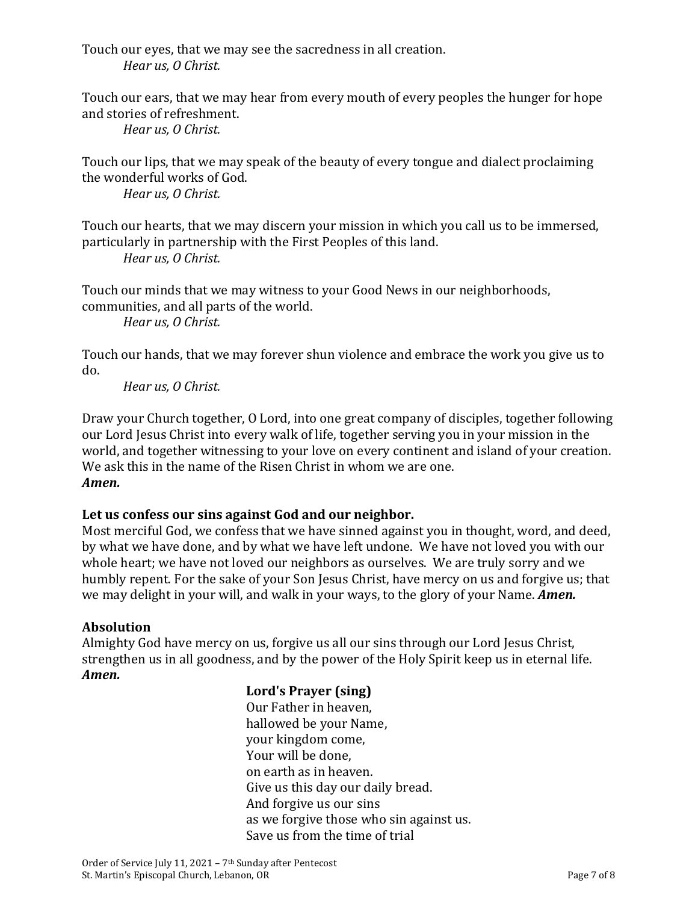Touch our eyes, that we may see the sacredness in all creation.

*Hear us, O Christ.*

Touch our ears, that we may hear from every mouth of every peoples the hunger for hope and stories of refreshment.

*Hear us, O Christ.*

Touch our lips, that we may speak of the beauty of every tongue and dialect proclaiming the wonderful works of God.

*Hear us, O Christ.*

Touch our hearts, that we may discern your mission in which you call us to be immersed, particularly in partnership with the First Peoples of this land.

*Hear us, O Christ.*

Touch our minds that we may witness to your Good News in our neighborhoods, communities, and all parts of the world.

*Hear us, O Christ.*

Touch our hands, that we may forever shun violence and embrace the work you give us to do.

*Hear us, O Christ.*

Draw your Church together, O Lord, into one great company of disciples, together following our Lord Jesus Christ into every walk of life, together serving you in your mission in the world, and together witnessing to your love on every continent and island of your creation. We ask this in the name of the Risen Christ in whom we are one.
***Amen.***

**Let us confess our sins against God and our neighbor.**

Most merciful God, we confess that we have sinned against you in thought, word, and deed, by what we have done, and by what we have left undone. We have not loved you with our whole heart; we have not loved our neighbors as ourselves. We are truly sorry and we humbly repent. For the sake of your Son Jesus Christ, have mercy on us and forgive us; that we may delight in your will, and walk in your ways, to the glory of your Name. ***Amen.***

**Absolution**

Almighty God have mercy on us, forgive us all our sins through our Lord Jesus Christ, strengthen us in all goodness, and by the power of the Holy Spirit keep us in eternal life.
***Amen.***

**Lord's Prayer (sing)**

Our Father in heaven,
hallowed be your Name,
your kingdom come,
Your will be done,
on earth as in heaven.
Give us this day our daily bread.
And forgive us our sins
as we forgive those who sin against us.
Save us from the time of trial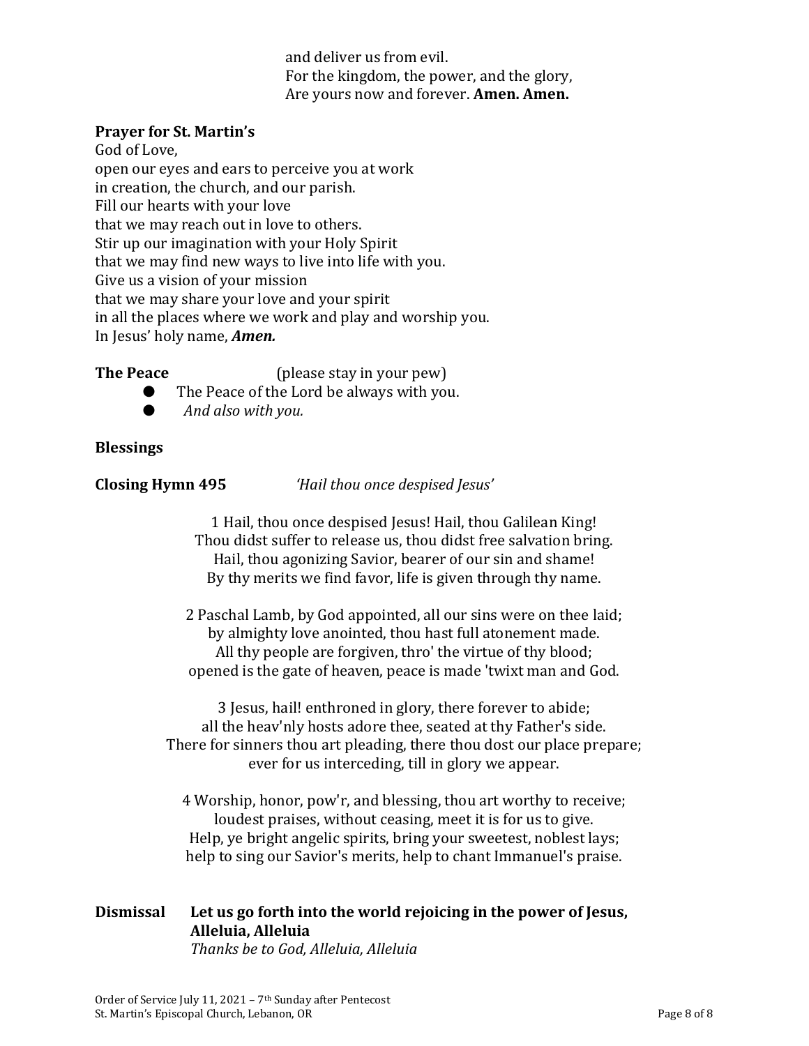and deliver us from evil.
For the kingdom, the power, and the glory,
Are yours now and forever. **Amen. Amen.**

**Prayer for St. Martin's**

God of Love,
open our eyes and ears to perceive you at work
in creation, the church, and our parish.
Fill our hearts with your love
that we may reach out in love to others.
Stir up our imagination with your Holy Spirit
that we may find new ways to live into life with you.
Give us a vision of your mission
that we may share your love and your spirit
in all the places where we work and play and worship you.
In Jesus' holy name, ***Amen.***

**The Peace** (please stay in your pew)

- The Peace of the Lord be always with you.
- *And also with you.*

**Blessings**

**Closing Hymn 495** *'Hail thou once despised Jesus'*

1 Hail, thou once despised Jesus! Hail, thou Galilean King!
Thou didst suffer to release us, thou didst free salvation bring.
Hail, thou agonizing Savior, bearer of our sin and shame!
By thy merits we find favor, life is given through thy name.

2 Paschal Lamb, by God appointed, all our sins were on thee laid;
by almighty love anointed, thou hast full atonement made.
All thy people are forgiven, thro' the virtue of thy blood;
opened is the gate of heaven, peace is made 'twixt man and God.

3 Jesus, hail! enthroned in glory, there forever to abide;
all the heav'nly hosts adore thee, seated at thy Father's side.
There for sinners thou art pleading, there thou dost our place prepare;
ever for us interceding, till in glory we appear.

4 Worship, honor, pow'r, and blessing, thou art worthy to receive;
loudest praises, without ceasing, meet it is for us to give.
Help, ye bright angelic spirits, bring your sweetest, noblest lays;
help to sing our Savior's merits, help to chant Immanuel's praise.

**Dismissal** **Let us go forth into the world rejoicing in the power of Jesus, Alleluia, Alleluia**
*Thanks be to God, Alleluia, Alleluia*